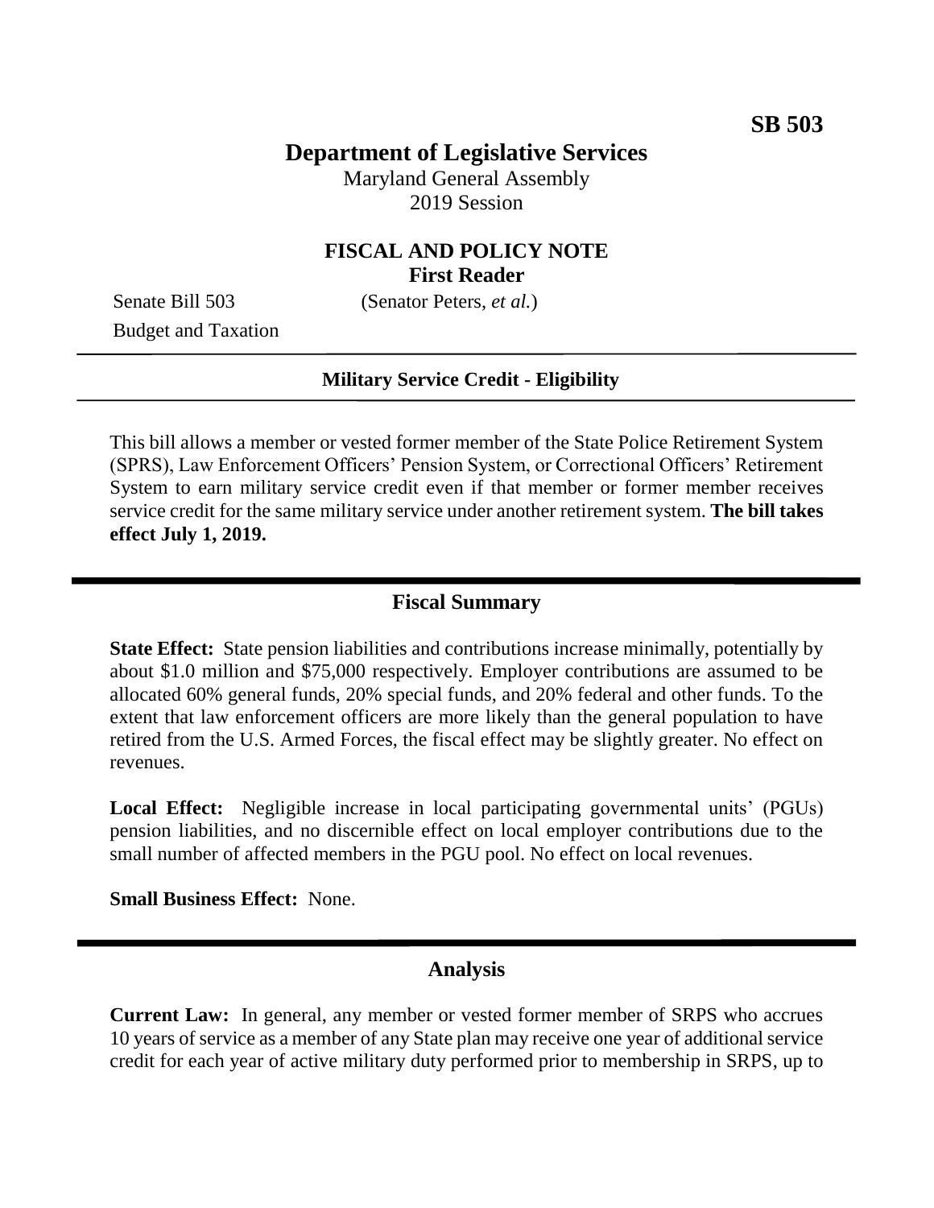**SB 503**

# Department of Legislative Services

Maryland General Assembly
2019 Session

## FISCAL AND POLICY NOTE
**First Reader**

Senate Bill 503 (Senator Peters, *et al.*)
Budget and Taxation

**Military Service Credit - Eligibility**

This bill allows a member or vested former member of the State Police Retirement System (SPRS), Law Enforcement Officers' Pension System, or Correctional Officers' Retirement System to earn military service credit even if that member or former member receives service credit for the same military service under another retirement system. **The bill takes effect July 1, 2019.**

## Fiscal Summary

**State Effect:** State pension liabilities and contributions increase minimally, potentially by about $1.0 million and $75,000 respectively. Employer contributions are assumed to be allocated 60% general funds, 20% special funds, and 20% federal and other funds. To the extent that law enforcement officers are more likely than the general population to have retired from the U.S. Armed Forces, the fiscal effect may be slightly greater. No effect on revenues.

**Local Effect:** Negligible increase in local participating governmental units' (PGUs) pension liabilities, and no discernible effect on local employer contributions due to the small number of affected members in the PGU pool. No effect on local revenues.

**Small Business Effect:** None.

## Analysis

**Current Law:** In general, any member or vested former member of SRPS who accrues 10 years of service as a member of any State plan may receive one year of additional service credit for each year of active military duty performed prior to membership in SRPS, up to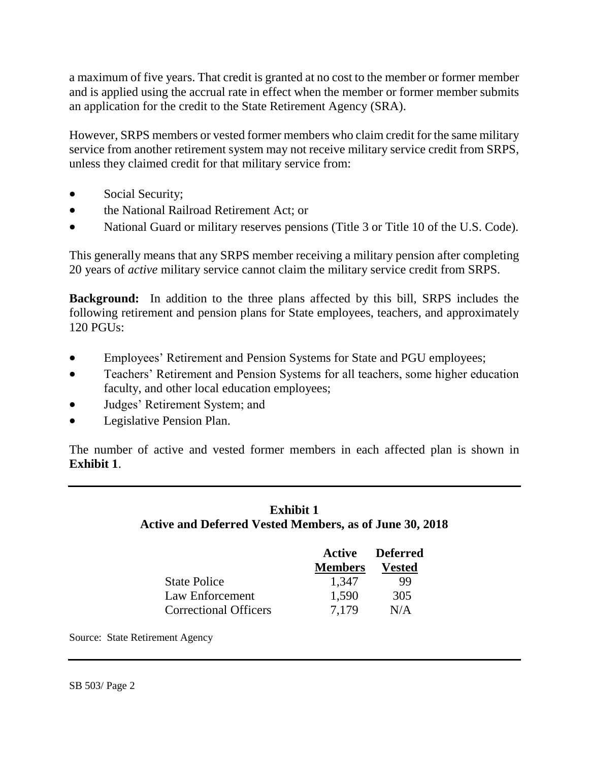a maximum of five years. That credit is granted at no cost to the member or former member and is applied using the accrual rate in effect when the member or former member submits an application for the credit to the State Retirement Agency (SRA).

However, SRPS members or vested former members who claim credit for the same military service from another retirement system may not receive military service credit from SRPS, unless they claimed credit for that military service from:

- Social Security;
- the National Railroad Retirement Act; or
- National Guard or military reserves pensions (Title 3 or Title 10 of the U.S. Code).

This generally means that any SRPS member receiving a military pension after completing 20 years of *active* military service cannot claim the military service credit from SRPS.

**Background:** In addition to the three plans affected by this bill, SRPS includes the following retirement and pension plans for State employees, teachers, and approximately 120 PGUs:

- Employees' Retirement and Pension Systems for State and PGU employees;
- Teachers' Retirement and Pension Systems for all teachers, some higher education faculty, and other local education employees;
- Judges' Retirement System; and
- Legislative Pension Plan.

The number of active and vested former members in each affected plan is shown in **Exhibit 1**.

**Exhibit 1**
**Active and Deferred Vested Members, as of June 30, 2018**

| | Active Members | Deferred Vested |
|---|---|---|
| State Police | 1,347 | 99 |
| Law Enforcement | 1,590 | 305 |
| Correctional Officers | 7,179 | N/A |

Source: State Retirement Agency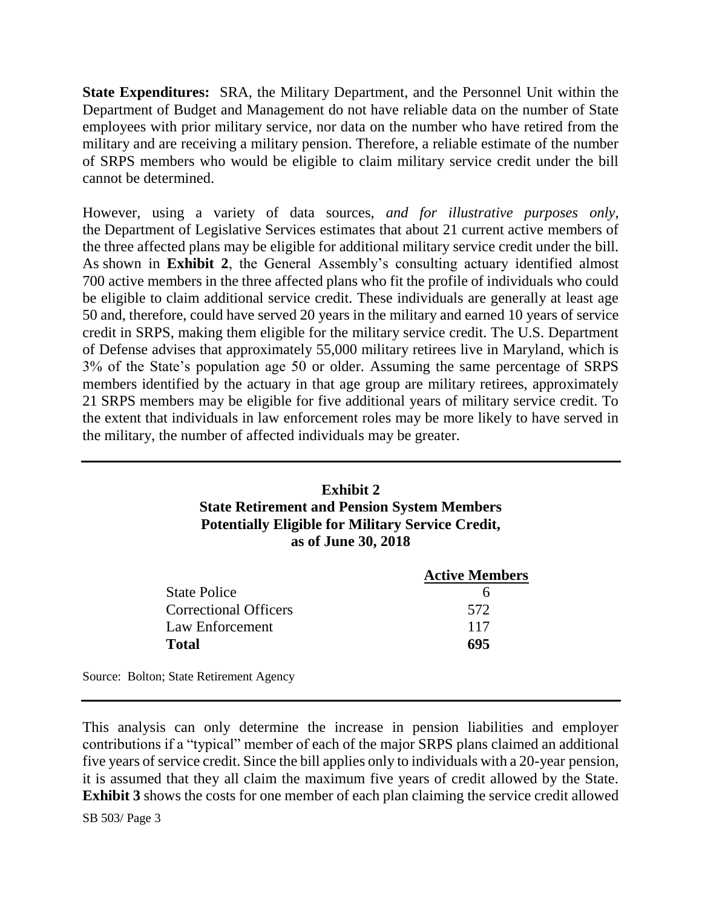**State Expenditures:** SRA, the Military Department, and the Personnel Unit within the Department of Budget and Management do not have reliable data on the number of State employees with prior military service, nor data on the number who have retired from the military and are receiving a military pension. Therefore, a reliable estimate of the number of SRPS members who would be eligible to claim military service credit under the bill cannot be determined.

However, using a variety of data sources, *and for illustrative purposes only*, the Department of Legislative Services estimates that about 21 current active members of the three affected plans may be eligible for additional military service credit under the bill. As shown in **Exhibit 2**, the General Assembly's consulting actuary identified almost 700 active members in the three affected plans who fit the profile of individuals who could be eligible to claim additional service credit. These individuals are generally at least age 50 and, therefore, could have served 20 years in the military and earned 10 years of service credit in SRPS, making them eligible for the military service credit. The U.S. Department of Defense advises that approximately 55,000 military retirees live in Maryland, which is 3% of the State's population age 50 or older. Assuming the same percentage of SRPS members identified by the actuary in that age group are military retirees, approximately 21 SRPS members may be eligible for five additional years of military service credit. To the extent that individuals in law enforcement roles may be more likely to have served in the military, the number of affected individuals may be greater.

**Exhibit 2**
**State Retirement and Pension System Members Potentially Eligible for Military Service Credit, as of June 30, 2018**

| | Active Members |
|---|---|
| State Police | 6 |
| Correctional Officers | 572 |
| Law Enforcement | 117 |
| **Total** | **695** |

Source: Bolton; State Retirement Agency

This analysis can only determine the increase in pension liabilities and employer contributions if a "typical" member of each of the major SRPS plans claimed an additional five years of service credit. Since the bill applies only to individuals with a 20-year pension, it is assumed that they all claim the maximum five years of credit allowed by the State. **Exhibit 3** shows the costs for one member of each plan claiming the service credit allowed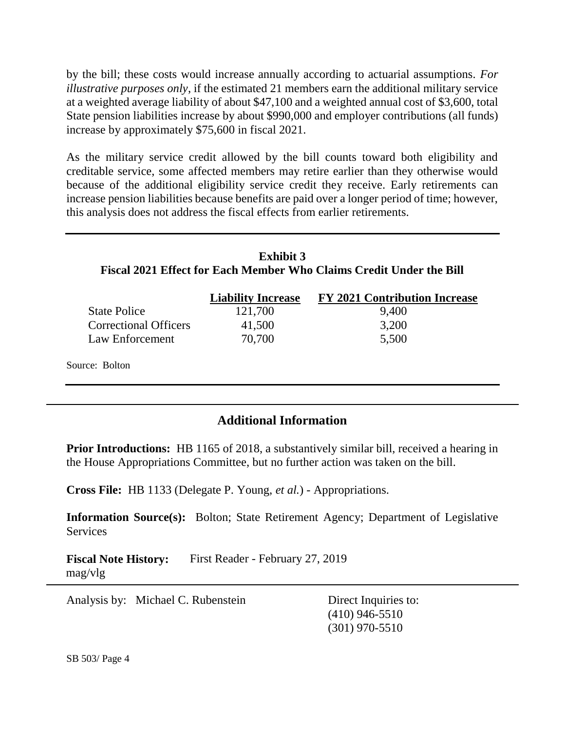by the bill; these costs would increase annually according to actuarial assumptions. *For illustrative purposes only*, if the estimated 21 members earn the additional military service at a weighted average liability of about $47,100 and a weighted annual cost of $3,600, total State pension liabilities increase by about $990,000 and employer contributions (all funds) increase by approximately $75,600 in fiscal 2021.

As the military service credit allowed by the bill counts toward both eligibility and creditable service, some affected members may retire earlier than they otherwise would because of the additional eligibility service credit they receive. Early retirements can increase pension liabilities because benefits are paid over a longer period of time; however, this analysis does not address the fiscal effects from earlier retirements.

**Exhibit 3**
**Fiscal 2021 Effect for Each Member Who Claims Credit Under the Bill**

| | Liability Increase | FY 2021 Contribution Increase |
|---|---|---|
| State Police | 121,700 | 9,400 |
| Correctional Officers | 41,500 | 3,200 |
| Law Enforcement | 70,700 | 5,500 |

Source: Bolton

## Additional Information

**Prior Introductions:** HB 1165 of 2018, a substantively similar bill, received a hearing in the House Appropriations Committee, but no further action was taken on the bill.

**Cross File:** HB 1133 (Delegate P. Young, *et al.*) - Appropriations.

**Information Source(s):** Bolton; State Retirement Agency; Department of Legislative Services

**Fiscal Note History:** First Reader - February 27, 2019
mag/vlg

Analysis by: Michael C. Rubenstein

Direct Inquiries to:
(410) 946-5510
(301) 970-5510